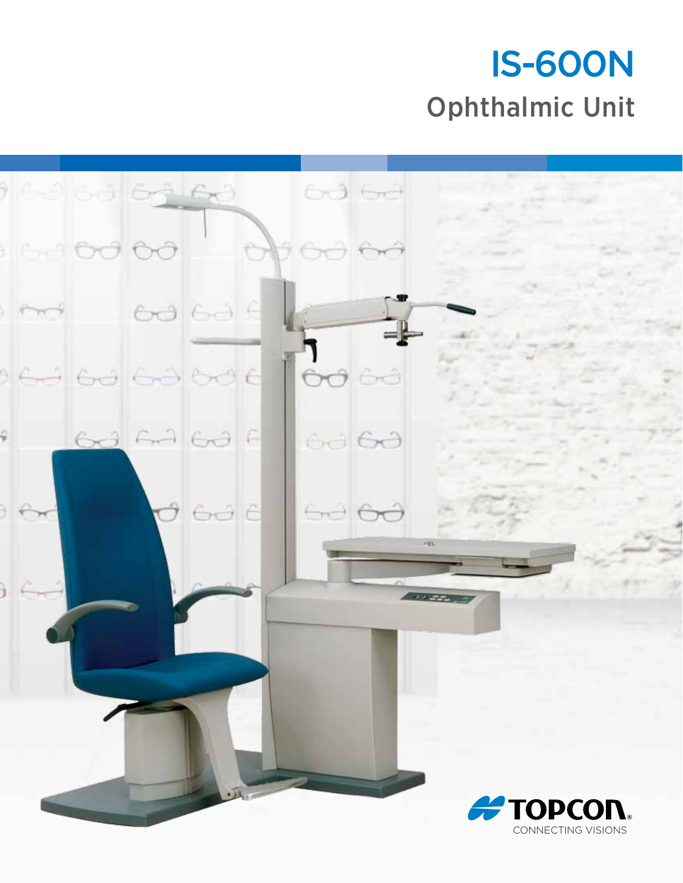# IS-600N

## Ophthalmic Unit

TOPCON®

CONNECTING VISIONS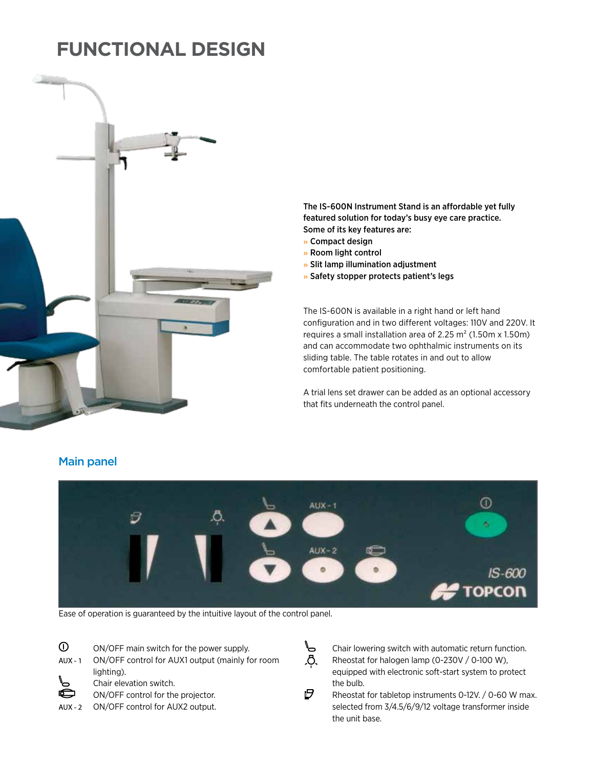# FUNCTIONAL DESIGN

**The IS-600N Instrument Stand is an affordable yet fully featured solution for today's busy eye care practice. Some of its key features are:**

- **Compact design**
- **Room light control**
- **Slit lamp illumination adjustment**
- **Safety stopper protects patient's legs**

The IS-600N is available in a right hand or left hand configuration and in two different voltages: 110V and 220V. It requires a small installation area of 2.25 m² (1.50m x 1.50m) and can accommodate two ophthalmic instruments on its sliding table. The table rotates in and out to allow comfortable patient positioning.

A trial lens set drawer can be added as an optional accessory that fits underneath the control panel.

## Main panel

Ease of operation is guaranteed by the intuitive layout of the control panel.

| Symbol | Function |
| --- | --- |
| ⏻ | ON/OFF main switch for the power supply. |
| AUX - 1 | ON/OFF control for AUX1 output (mainly for room lighting). |
| (chair up) | Chair elevation switch. |
| (projector) | ON/OFF control for the projector. |
| AUX - 2 | ON/OFF control for AUX2 output. |
| (chair down) | Chair lowering switch with automatic return function. |
| (lamp) | Rheostat for halogen lamp (0-230V / 0-100 W), equipped with electronic soft-start system to protect the bulb. |
| (tabletop instruments) | Rheostat for tabletop instruments 0-12V. / 0-60 W max. selected from 3/4.5/6/9/12 voltage transformer inside the unit base. |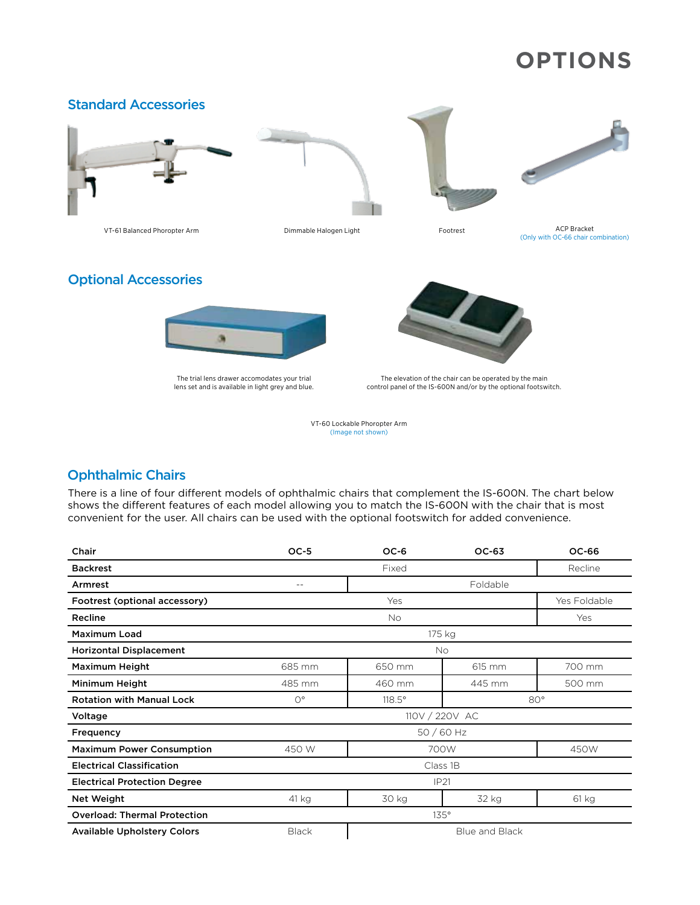# OPTIONS

## Standard Accessories

VT-61 Balanced Phoropter Arm

Dimmable Halogen Light

Footrest

ACP Bracket
(Only with OC-66 chair combination)

## Optional Accessories

The trial lens drawer accomodates your trial lens set and is available in light grey and blue.

The elevation of the chair can be operated by the main control panel of the IS-600N and/or by the optional footswitch.

VT-60 Lockable Phoropter Arm
(Image not shown)

## Ophthalmic Chairs

There is a line of four different models of ophthalmic chairs that complement the IS-600N. The chart below shows the different features of each model allowing you to match the IS-600N with the chair that is most convenient for the user. All chairs can be used with the optional footswitch for added convenience.

| Chair | OC-5 | OC-6 | OC-63 | OC-66 |
|---|---|---|---|---|
| **Backrest** | Fixed | Fixed | Fixed | Recline |
| **Armrest** | -- | Foldable | Foldable | Foldable |
| **Footrest (optional accessory)** | Yes | Yes | Yes | Yes Foldable |
| **Recline** | No | No | No | Yes |
| **Maximum Load** | 175 kg | 175 kg | 175 kg | 175 kg |
| **Horizontal Displacement** | No | No | No | No |
| **Maximum Height** | 685 mm | 650 mm | 615 mm | 700 mm |
| **Minimum Height** | 485 mm | 460 mm | 445 mm | 500 mm |
| **Rotation with Manual Lock** | 0° | 118.5° | 80° | 80° |
| **Voltage** | 110V / 220V AC | 110V / 220V AC | 110V / 220V AC | 110V / 220V AC |
| **Frequency** | 50 / 60 Hz | 50 / 60 Hz | 50 / 60 Hz | 50 / 60 Hz |
| **Maximum Power Consumption** | 450 W | 700W | 700W | 450W |
| **Electrical Classification** | Class 1B | Class 1B | Class 1B | Class 1B |
| **Electrical Protection Degree** | IP21 | IP21 | IP21 | IP21 |
| **Net Weight** | 41 kg | 30 kg | 32 kg | 61 kg |
| **Overload: Thermal Protection** | 135° | 135° | 135° | 135° |
| **Available Upholstery Colors** | Black | Blue and Black | Blue and Black | Blue and Black |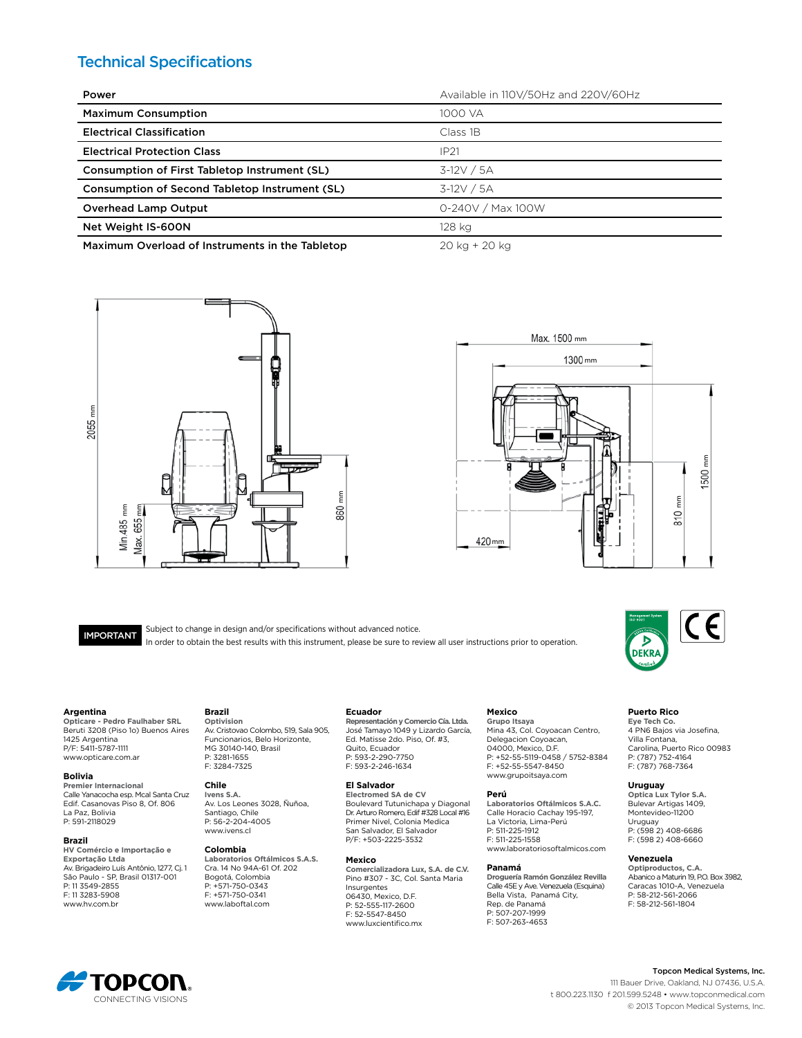## Technical Specifications

| | |
|---|---|
| Power | Available in 110V/50Hz and 220V/60Hz |
| Maximum Consumption | 1000 VA |
| Electrical Classification | Class 1B |
| Electrical Protection Class | IP21 |
| Consumption of First Tabletop Instrument (SL) | 3-12V / 5A |
| Consumption of Second Tabletop Instrument (SL) | 3-12V / 5A |
| Overhead Lamp Output | 0-240V / Max 100W |
| Net Weight IS-600N | 128 kg |
| Maximum Overload of Instruments in the Tabletop | 20 kg + 20 kg |

2055 mm

Min.485 mm

Max. 655 mm

860 mm

Max. 1500 mm

1300 mm

420 mm

810 mm

1500 mm

**IMPORTANT** Subject to change in design and/or specifications without advanced notice.
In order to obtain the best results with this instrument, please be sure to review all user instructions prior to operation.

**Argentina**
**Opticare - Pedro Faulhaber SRL**
Beruti 3208 (Piso 1o) Buenos Aires
1425 Argentina
P/F: 5411-5787-1111
www.opticare.com.ar

**Bolivia**
**Premier Internacional**
Calle Yanacocha esp. Mcal Santa Cruz
Edif. Casanovas Piso 8, Of. 806
La Paz, Bolivia
P: 591-2118029

**Brazil**
**HV Comércio e Importação e Exportação Ltda**
Av. Brigadeiro Luís Antônio, 1277, Cj. 1
São Paulo - SP, Brasil 01317-001
P: 11 3549-2855
F: 11 3283-5908
www.hv.com.br

**Brazil**
**Optivision**
Av. Cristovao Colombo, 519, Sala 905,
Funcionarios, Belo Horizonte,
MG 30140-140, Brasil
P: 3281-1655
F: 3284-7325

**Chile**
**Ivens S.A.**
Av. Los Leones 3028, Ñuñoa,
Santiago, Chile
P: 56-2-204-4005
www.ivens.cl

**Colombia**
**Laboratorios Oftálmicos S.A.S.**
Cra. 14 No 94A-61 Of. 202
Bogotá, Colombia
P: +571-750-0343
F: +571-750-0341
www.laboftal.com

**Ecuador**
**Representación y Comercio Cía. Ltda.**
José Tamayo 1049 y Lizardo García,
Ed. Matisse 2do. Piso, Of. #3,
Quito, Ecuador
P: 593-2-290-7750
F: 593-2-246-1634

**El Salvador**
**Electromed SA de CV**
Boulevard Tutunichapa y Diagonal
Dr. Arturo Romero, Edif #328 Local #16
Primer Nivel, Colonia Medica
San Salvador, El Salvador
P/F: +503-2225-3532

**Mexico**
**Comercializadora Lux, S.A. de C.V.**
Pino #307 - 3C, Col. Santa Maria
Insurgentes
06430, Mexico, D.F.
P: 52-555-117-2600
F: 52-5547-8450
www.luxcientifico.mx

**Mexico**
**Grupo Itsaya**
Mina 43, Col. Coyoacan Centro,
Delegacion Coyoacan,
04000, Mexico, D.F.
P: +52-55-5119-0458 / 5752-8384
F: +52-55-5547-8450
www.grupoitsaya.com

**Perú**
**Laboratorios Oftálmicos S.A.C.**
Calle Horacio Cachay 195-197,
La Victoria, Lima-Perú
P: 511-225-1912
F: 511-225-1558
www.laboratoriosoftalmicos.com

**Panamá**
**Droguería Ramón González Revilla**
Calle 45E y Ave. Venezuela (Esquina)
Bella Vista, Panamá City,
Rep. de Panamá
P: 507-207-1999
F: 507-263-4653

**Puerto Rico**
**Eye Tech Co.**
4 PN6 Bajos via Josefina,
Villa Fontana,
Carolina, Puerto Rico 00983
P: (787) 752-4164
F: (787) 768-7364

**Uruguay**
**Optica Lux Tylor S.A.**
Bulevar Artigas 1409,
Montevideo-11200
Uruguay
P: (598 2) 408-6686
F: (598 2) 408-6660

**Venezuela**
**Optiproductos, C.A.**
Abanico a Maturin 19, P.O. Box 3982,
Caracas 1010-A, Venezuela
P: 58-212-561-2066
F: 58-212-561-1804

TOPCON
CONNECTING VISIONS

**Topcon Medical Systems, Inc.**
111 Bauer Drive, Oakland, NJ 07436, U.S.A.
t 800.223.1130 f 201.599.5248 • www.topconmedical.com
© 2013 Topcon Medical Systems, Inc.